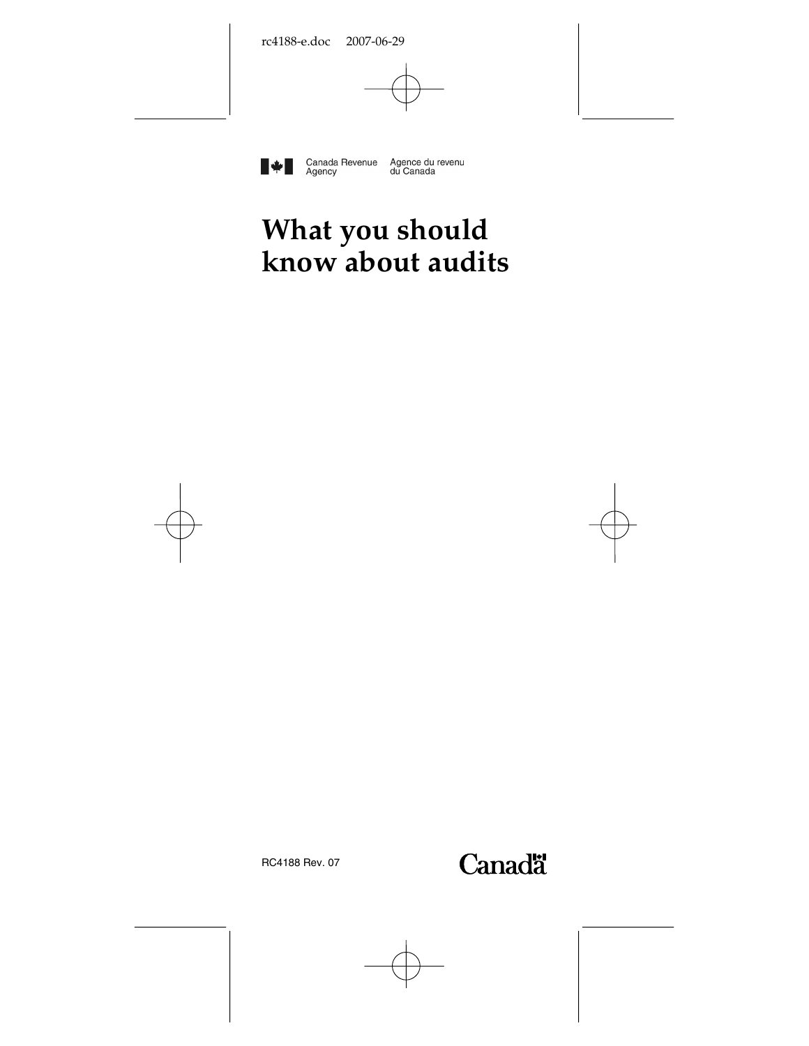Canada Revenue Agency    Agence du revenu du Canada

# What you should know about audits

RC4188 Rev. 07

Canada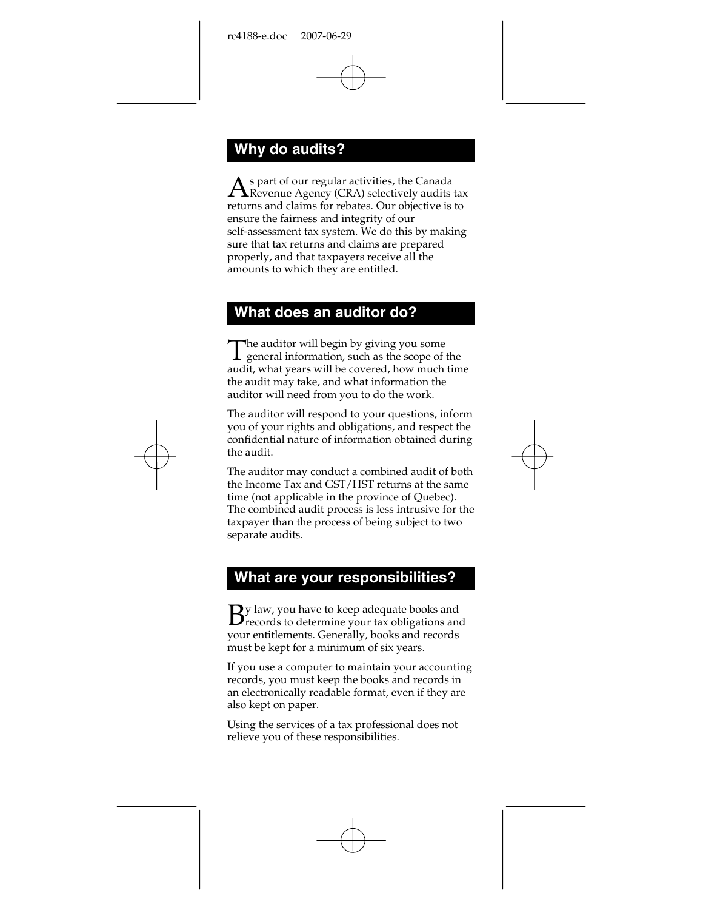## Why do audits?

As part of our regular activities, the Canada Revenue Agency (CRA) selectively audits tax returns and claims for rebates. Our objective is to ensure the fairness and integrity of our self-assessment tax system. We do this by making sure that tax returns and claims are prepared properly, and that taxpayers receive all the amounts to which they are entitled.

## What does an auditor do?

The auditor will begin by giving you some general information, such as the scope of the audit, what years will be covered, how much time the audit may take, and what information the auditor will need from you to do the work.

The auditor will respond to your questions, inform you of your rights and obligations, and respect the confidential nature of information obtained during the audit.

The auditor may conduct a combined audit of both the Income Tax and GST/HST returns at the same time (not applicable in the province of Quebec). The combined audit process is less intrusive for the taxpayer than the process of being subject to two separate audits.

## What are your responsibilities?

By law, you have to keep adequate books and records to determine your tax obligations and your entitlements. Generally, books and records must be kept for a minimum of six years.

If you use a computer to maintain your accounting records, you must keep the books and records in an electronically readable format, even if they are also kept on paper.

Using the services of a tax professional does not relieve you of these responsibilities.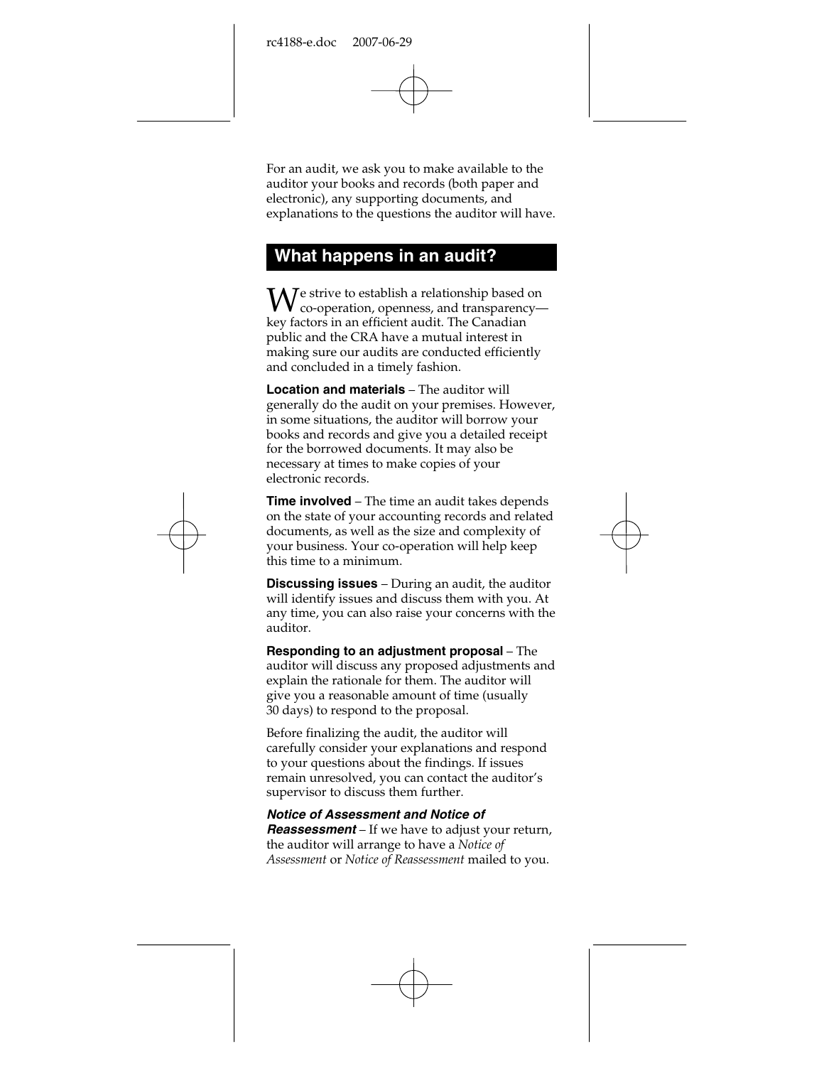For an audit, we ask you to make available to the auditor your books and records (both paper and electronic), any supporting documents, and explanations to the questions the auditor will have.

## What happens in an audit?

We strive to establish a relationship based on co-operation, openness, and transparency—key factors in an efficient audit. The Canadian public and the CRA have a mutual interest in making sure our audits are conducted efficiently and concluded in a timely fashion.

**Location and materials** – The auditor will generally do the audit on your premises. However, in some situations, the auditor will borrow your books and records and give you a detailed receipt for the borrowed documents. It may also be necessary at times to make copies of your electronic records.

**Time involved** – The time an audit takes depends on the state of your accounting records and related documents, as well as the size and complexity of your business. Your co-operation will help keep this time to a minimum.

**Discussing issues** – During an audit, the auditor will identify issues and discuss them with you. At any time, you can also raise your concerns with the auditor.

**Responding to an adjustment proposal** – The auditor will discuss any proposed adjustments and explain the rationale for them. The auditor will give you a reasonable amount of time (usually 30 days) to respond to the proposal.

Before finalizing the audit, the auditor will carefully consider your explanations and respond to your questions about the findings. If issues remain unresolved, you can contact the auditor's supervisor to discuss them further.

***Notice of Assessment and Notice of Reassessment*** – If we have to adjust your return, the auditor will arrange to have a *Notice of Assessment* or *Notice of Reassessment* mailed to you.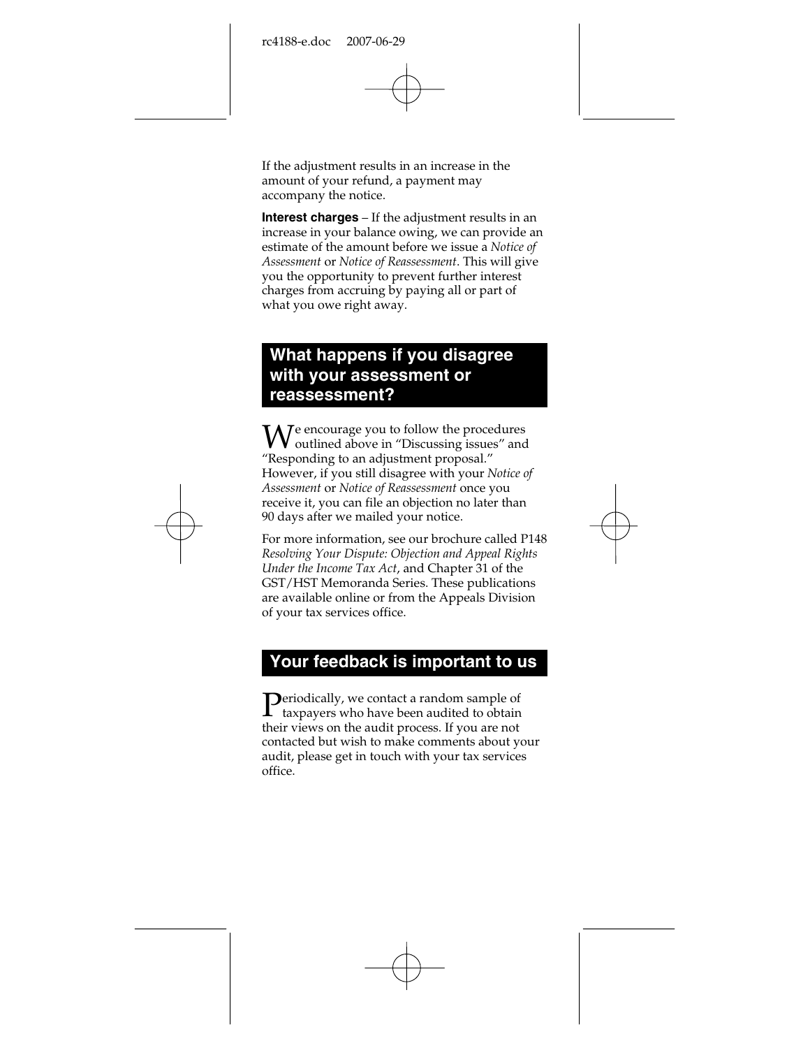If the adjustment results in an increase in the amount of your refund, a payment may accompany the notice.

**Interest charges** – If the adjustment results in an increase in your balance owing, we can provide an estimate of the amount before we issue a *Notice of Assessment* or *Notice of Reassessment*. This will give you the opportunity to prevent further interest charges from accruing by paying all or part of what you owe right away.

## What happens if you disagree with your assessment or reassessment?

We encourage you to follow the procedures outlined above in "Discussing issues" and "Responding to an adjustment proposal." However, if you still disagree with your *Notice of Assessment* or *Notice of Reassessment* once you receive it, you can file an objection no later than 90 days after we mailed your notice.

For more information, see our brochure called P148 *Resolving Your Dispute: Objection and Appeal Rights Under the Income Tax Act*, and Chapter 31 of the GST/HST Memoranda Series. These publications are available online or from the Appeals Division of your tax services office.

## Your feedback is important to us

Periodically, we contact a random sample of taxpayers who have been audited to obtain their views on the audit process. If you are not contacted but wish to make comments about your audit, please get in touch with your tax services office.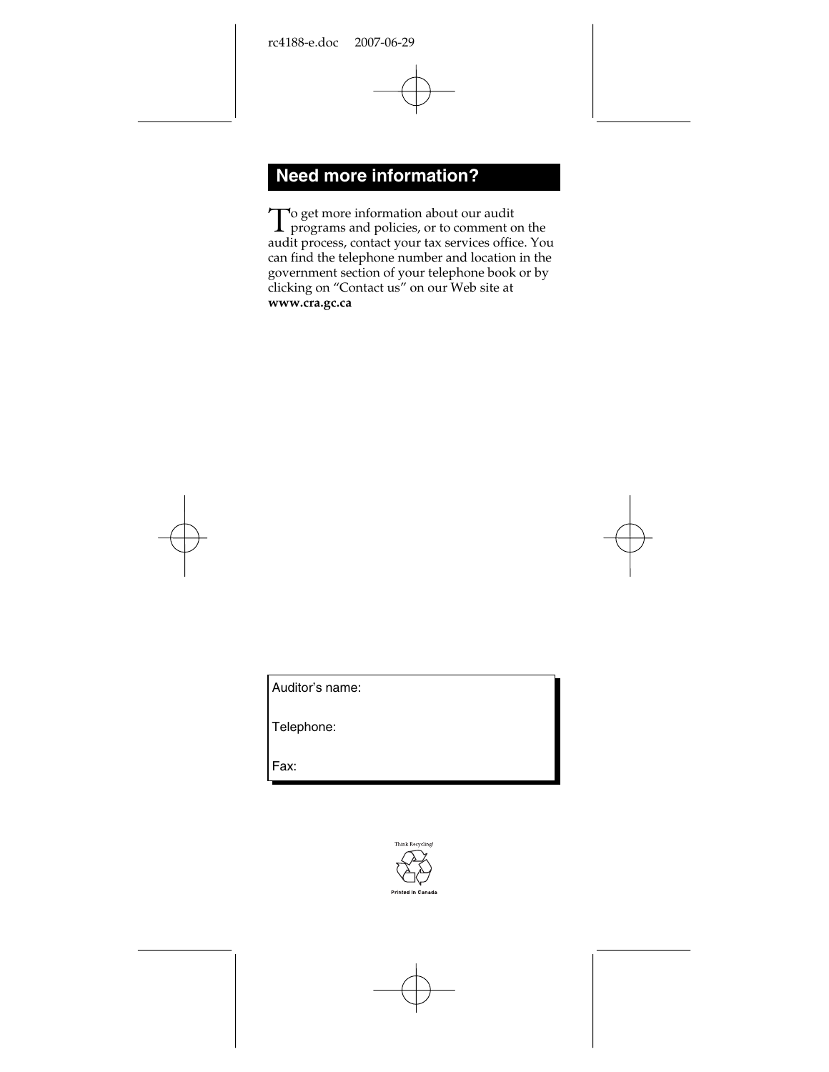## Need more information?

To get more information about our audit programs and policies, or to comment on the audit process, contact your tax services office. You can find the telephone number and location in the government section of your telephone book or by clicking on "Contact us" on our Web site at **www.cra.gc.ca**

Auditor's name:

Telephone:

Fax:

Think Recycling!

Printed in Canada